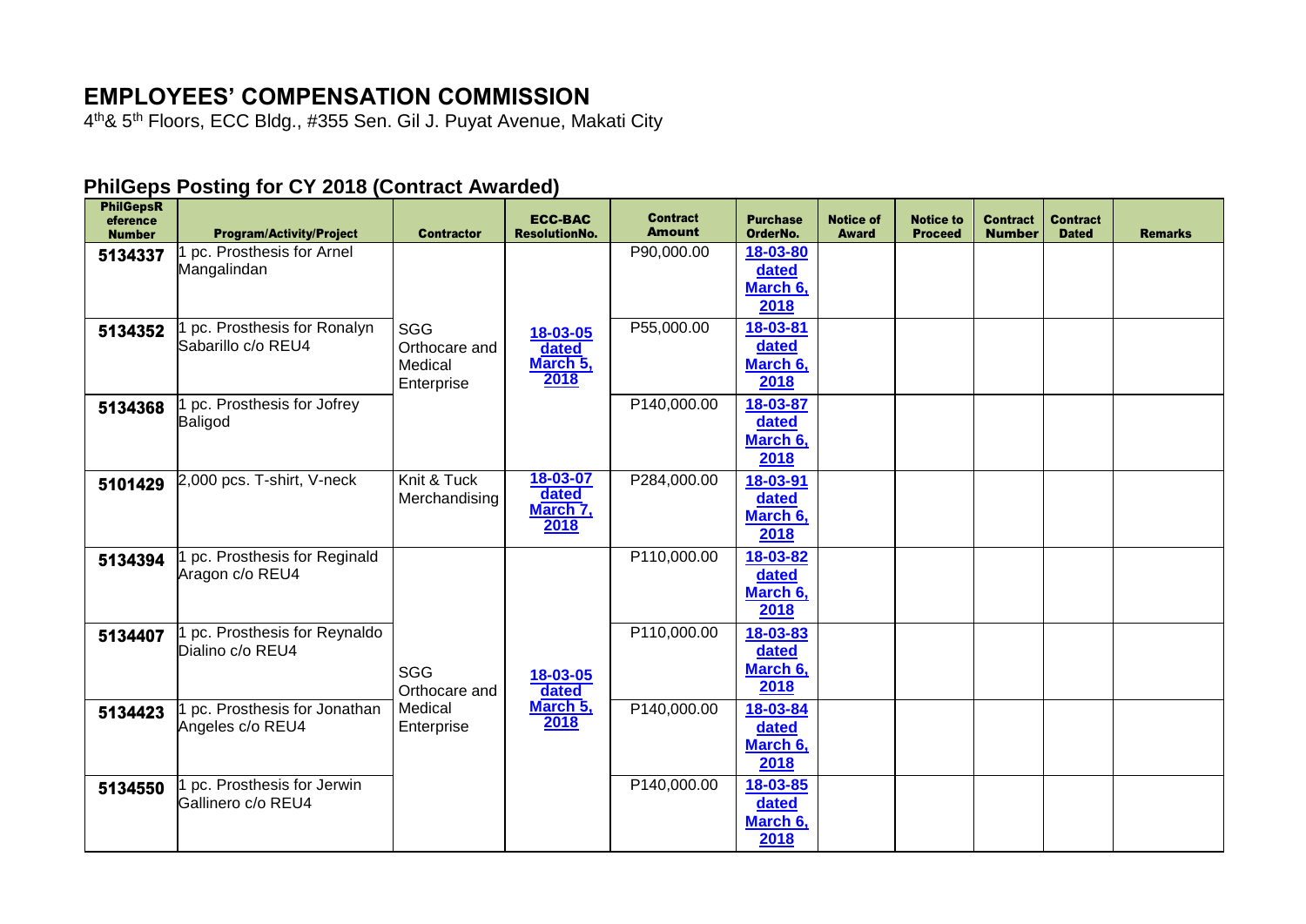# EMPLOYEES' COMPENSATION COMMISSION

4th& 5th Floors, ECC Bldg., #355 Sen. Gil J. Puyat Avenue, Makati City

## PhilGeps Posting for CY 2018 (Contract Awarded)

| PhilGepsReference Number | Program/Activity/Project | Contractor | ECC-BAC ResolutionNo. | Contract Amount | Purchase OrderNo. | Notice of Award | Notice to Proceed | Contract Number | Contract Dated | Remarks |
|---|---|---|---|---|---|---|---|---|---|---|
| 5134337 | 1 pc. Prosthesis for Arnel Mangalindan | SGG Orthocare and Medical Enterprise | 18-03-05 dated March 5, 2018 | P90,000.00 | 18-03-80 dated March 6, 2018 | | | | | |
| 5134352 | 1 pc. Prosthesis for Ronalyn Sabarillo c/o REU4 | SGG Orthocare and Medical Enterprise | 18-03-05 dated March 5, 2018 | P55,000.00 | 18-03-81 dated March 6, 2018 | | | | | |
| 5134368 | 1 pc. Prosthesis for Jofrey Baligod | SGG Orthocare and Medical Enterprise | 18-03-05 dated March 5, 2018 | P140,000.00 | 18-03-87 dated March 6, 2018 | | | | | |
| 5101429 | 2,000 pcs. T-shirt, V-neck | Knit & Tuck Merchandising | 18-03-07 dated March 7, 2018 | P284,000.00 | 18-03-91 dated March 6, 2018 | | | | | |
| 5134394 | 1 pc. Prosthesis for Reginald Aragon c/o REU4 | SGG Orthocare and Medical Enterprise | 18-03-05 dated March 5, 2018 | P110,000.00 | 18-03-82 dated March 6, 2018 | | | | | |
| 5134407 | 1 pc. Prosthesis for Reynaldo Dialino c/o REU4 | SGG Orthocare and Medical Enterprise | 18-03-05 dated March 5, 2018 | P110,000.00 | 18-03-83 dated March 6, 2018 | | | | | |
| 5134423 | 1 pc. Prosthesis for Jonathan Angeles c/o REU4 | SGG Orthocare and Medical Enterprise | 18-03-05 dated March 5, 2018 | P140,000.00 | 18-03-84 dated March 6, 2018 | | | | | |
| 5134550 | 1 pc. Prosthesis for Jerwin Gallinero c/o REU4 | SGG Orthocare and Medical Enterprise | 18-03-05 dated March 5, 2018 | P140,000.00 | 18-03-85 dated March 6, 2018 | | | | | |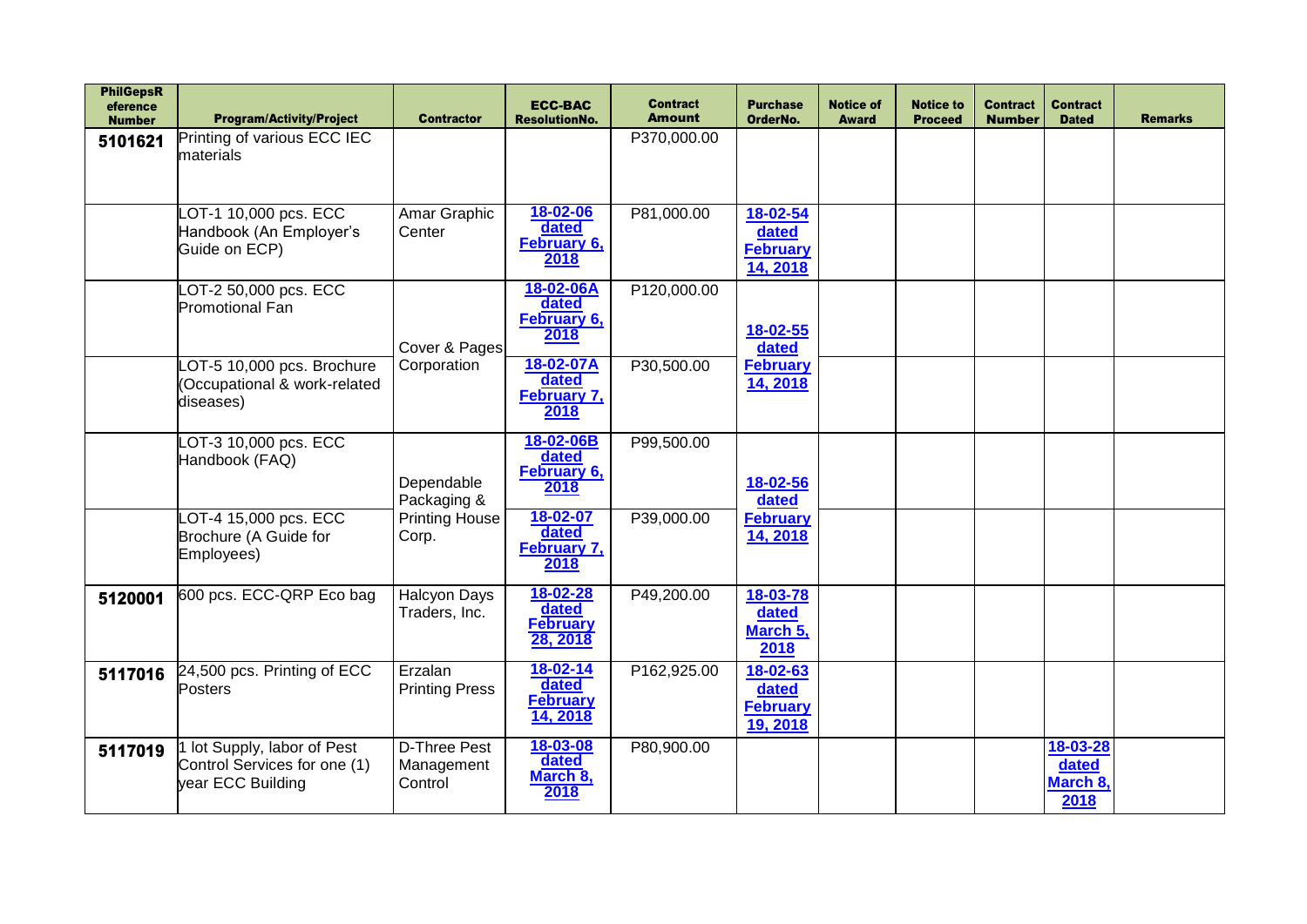| PhilGepsReference Number | Program/Activity/Project | Contractor | ECC-BAC ResolutionNo. | Contract Amount | Purchase OrderNo. | Notice of Award | Notice to Proceed | Contract Number | Contract Dated | Remarks |
|---|---|---|---|---|---|---|---|---|---|---|
| **5101621** | Printing of various ECC IEC materials | | | P370,000.00 | | | | | | |
| | LOT-1 10,000 pcs. ECC Handbook (An Employer's Guide on ECP) | Amar Graphic Center | 18-02-06 dated February 6, 2018 | P81,000.00 | 18-02-54 dated February 14, 2018 | | | | | |
| | LOT-2 50,000 pcs. ECC Promotional Fan | Cover & Pages Corporation | 18-02-06A dated February 6, 2018 | P120,000.00 | 18-02-55 dated February 14, 2018 | | | | | |
| | LOT-5 10,000 pcs. Brochure (Occupational & work-related diseases) | Cover & Pages Corporation | 18-02-07A dated February 7, 2018 | P30,500.00 | 18-02-55 dated February 14, 2018 | | | | | |
| | LOT-3 10,000 pcs. ECC Handbook (FAQ) | Dependable Packaging & Printing House Corp. | 18-02-06B dated February 6, 2018 | P99,500.00 | 18-02-56 dated February 14, 2018 | | | | | |
| | LOT-4 15,000 pcs. ECC Brochure (A Guide for Employees) | Dependable Packaging & Printing House Corp. | 18-02-07 dated February 7, 2018 | P39,000.00 | 18-02-56 dated February 14, 2018 | | | | | |
| **5120001** | 600 pcs. ECC-QRP Eco bag | Halcyon Days Traders, Inc. | 18-02-28 dated February 28, 2018 | P49,200.00 | 18-03-78 dated March 5, 2018 | | | | | |
| **5117016** | 24,500 pcs. Printing of ECC Posters | Erzalan Printing Press | 18-02-14 dated February 14, 2018 | P162,925.00 | 18-02-63 dated February 19, 2018 | | | | | |
| **5117019** | 1 lot Supply, labor of Pest Control Services for one (1) year ECC Building | D-Three Pest Management Control | 18-03-08 dated March 8, 2018 | P80,900.00 | | | | | 18-03-28 dated March 8, 2018 | |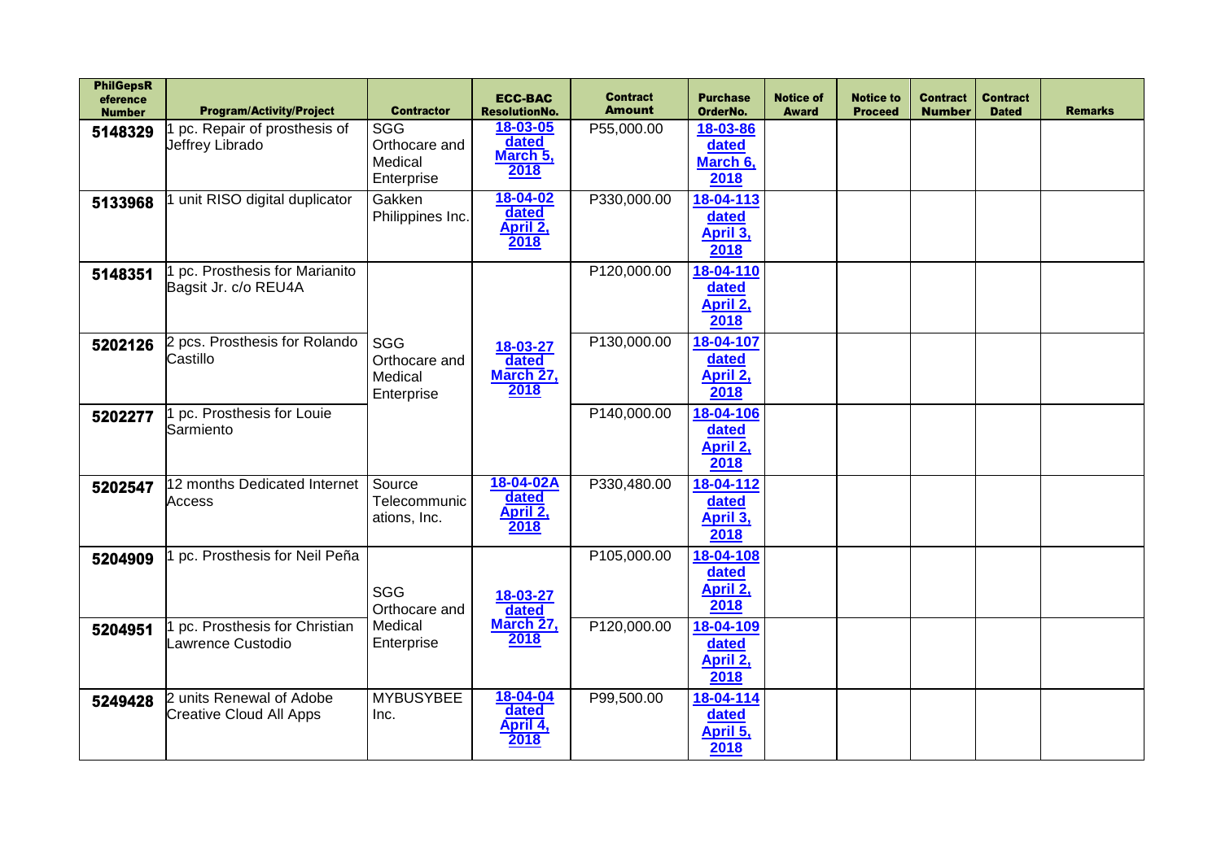| PhilGepsReference Number | Program/Activity/Project | Contractor | ECC-BAC ResolutionNo. | Contract Amount | Purchase OrderNo. | Notice of Award | Notice to Proceed | Contract Number | Contract Dated | Remarks |
|---|---|---|---|---|---|---|---|---|---|---|
| 5148329 | 1 pc. Repair of prosthesis of Jeffrey Librado | SGG Orthocare and Medical Enterprise | 18-03-05 dated March 5, 2018 | P55,000.00 | 18-03-86 dated March 6, 2018 | | | | | |
| 5133968 | 1 unit RISO digital duplicator | Gakken Philippines Inc. | 18-04-02 dated April 2, 2018 | P330,000.00 | 18-04-113 dated April 3, 2018 | | | | | |
| 5148351 | 1 pc. Prosthesis for Marianito Bagsit Jr. c/o REU4A | SGG Orthocare and Medical Enterprise | 18-03-27 dated March 27, 2018 | P120,000.00 | 18-04-110 dated April 2, 2018 | | | | | |
| 5202126 | 2 pcs. Prosthesis for Rolando Castillo | SGG Orthocare and Medical Enterprise | 18-03-27 dated March 27, 2018 | P130,000.00 | 18-04-107 dated April 2, 2018 | | | | | |
| 5202277 | 1 pc. Prosthesis for Louie Sarmiento | SGG Orthocare and Medical Enterprise | 18-03-27 dated March 27, 2018 | P140,000.00 | 18-04-106 dated April 2, 2018 | | | | | |
| 5202547 | 12 months Dedicated Internet Access | Source Telecommunications, Inc. | 18-04-02A dated April 2, 2018 | P330,480.00 | 18-04-112 dated April 3, 2018 | | | | | |
| 5204909 | 1 pc. Prosthesis for Neil Peña | SGG Orthocare and Medical Enterprise | 18-03-27 dated March 27, 2018 | P105,000.00 | 18-04-108 dated April 2, 2018 | | | | | |
| 5204951 | 1 pc. Prosthesis for Christian Lawrence Custodio | SGG Orthocare and Medical Enterprise | 18-03-27 dated March 27, 2018 | P120,000.00 | 18-04-109 dated April 2, 2018 | | | | | |
| 5249428 | 2 units Renewal of Adobe Creative Cloud All Apps | MYBUSYBEE Inc. | 18-04-04 dated April 4, 2018 | P99,500.00 | 18-04-114 dated April 5, 2018 | | | | | |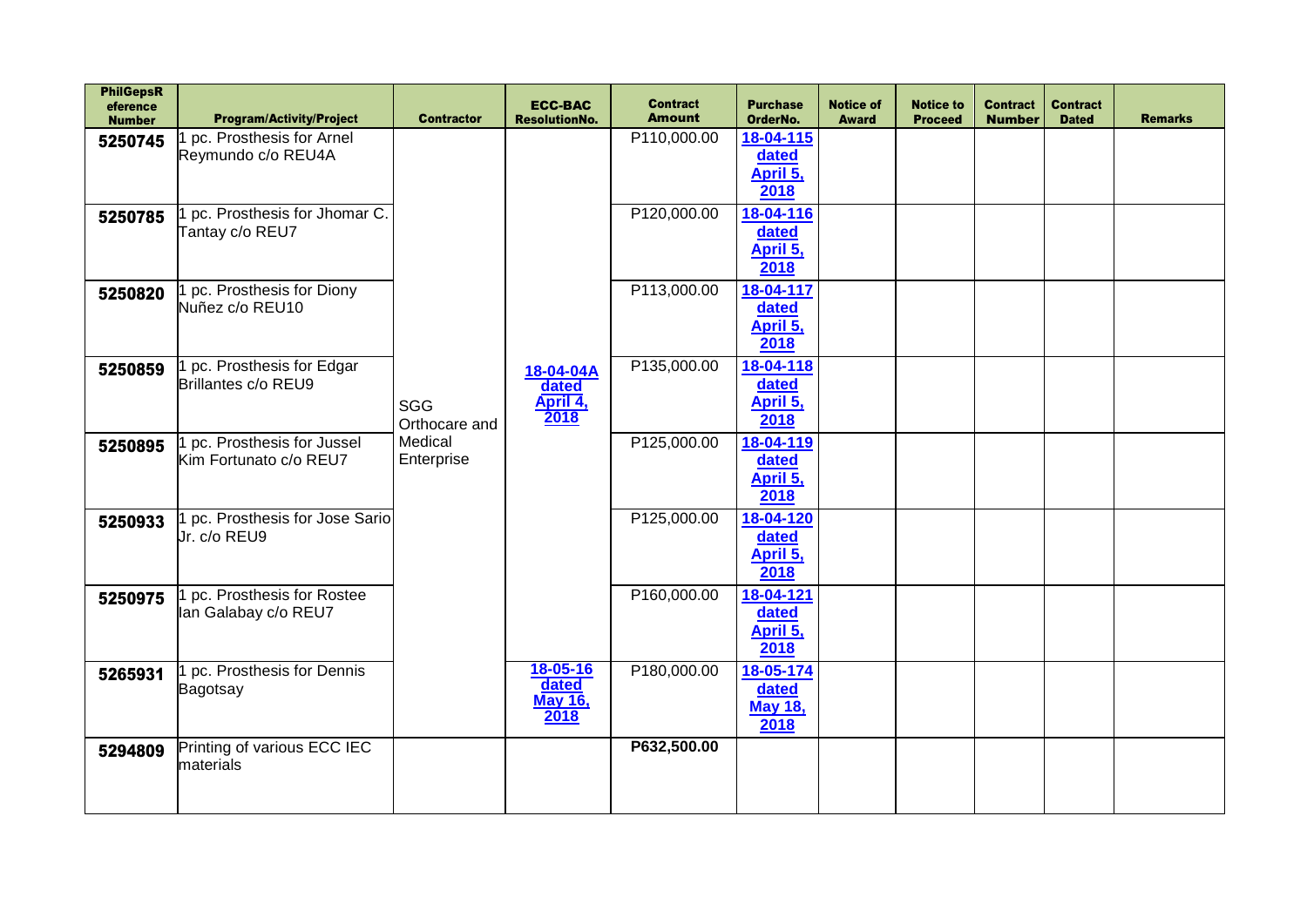| PhilGepsReference Number | Program/Activity/Project | Contractor | ECC-BAC ResolutionNo. | Contract Amount | Purchase OrderNo. | Notice of Award | Notice to Proceed | Contract Number | Contract Dated | Remarks |
|---|---|---|---|---|---|---|---|---|---|---|
| 5250745 | 1 pc. Prosthesis for Arnel Reymundo c/o REU4A | SGG Orthocare and Medical Enterprise | 18-04-04A dated April 4, 2018 | P110,000.00 | 18-04-115 dated April 5, 2018 | | | | | |
| 5250785 | 1 pc. Prosthesis for Jhomar C. Tantay c/o REU7 | SGG Orthocare and Medical Enterprise | 18-04-04A dated April 4, 2018 | P120,000.00 | 18-04-116 dated April 5, 2018 | | | | | |
| 5250820 | 1 pc. Prosthesis for Diony Nuñez c/o REU10 | SGG Orthocare and Medical Enterprise | 18-04-04A dated April 4, 2018 | P113,000.00 | 18-04-117 dated April 5, 2018 | | | | | |
| 5250859 | 1 pc. Prosthesis for Edgar Brillantes c/o REU9 | SGG Orthocare and Medical Enterprise | 18-04-04A dated April 4, 2018 | P135,000.00 | 18-04-118 dated April 5, 2018 | | | | | |
| 5250895 | 1 pc. Prosthesis for Jussel Kim Fortunato c/o REU7 | SGG Orthocare and Medical Enterprise | 18-04-04A dated April 4, 2018 | P125,000.00 | 18-04-119 dated April 5, 2018 | | | | | |
| 5250933 | 1 pc. Prosthesis for Jose Sario Jr. c/o REU9 | SGG Orthocare and Medical Enterprise | 18-04-04A dated April 4, 2018 | P125,000.00 | 18-04-120 dated April 5, 2018 | | | | | |
| 5250975 | 1 pc. Prosthesis for Rostee Ian Galabay c/o REU7 | SGG Orthocare and Medical Enterprise | 18-04-04A dated April 4, 2018 | P160,000.00 | 18-04-121 dated April 5, 2018 | | | | | |
| 5265931 | 1 pc. Prosthesis for Dennis Bagotsay | SGG Orthocare and Medical Enterprise | 18-05-16 dated May 16, 2018 | P180,000.00 | 18-05-174 dated May 18, 2018 | | | | | |
| 5294809 | Printing of various ECC IEC materials | | | **P632,500.00** | | | | | | |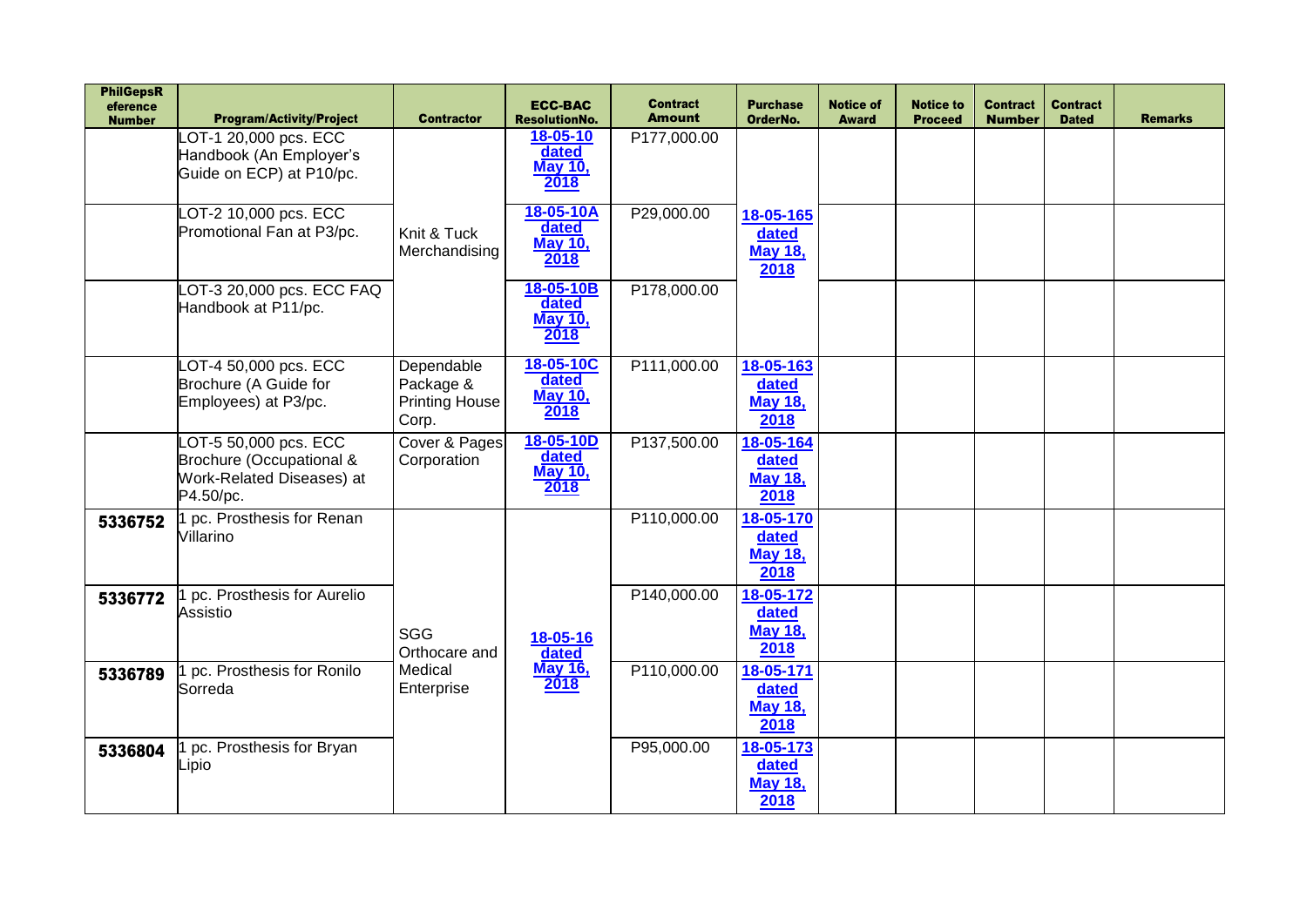| PhilGepsReference Number | Program/Activity/Project | Contractor | ECC-BAC ResolutionNo. | Contract Amount | Purchase OrderNo. | Notice of Award | Notice to Proceed | Contract Number | Contract Dated | Remarks |
|---|---|---|---|---|---|---|---|---|---|---|
| | LOT-1 20,000 pcs. ECC Handbook (An Employer's Guide on ECP) at P10/pc. | Knit & Tuck Merchandising | 18-05-10 dated May 10, 2018 | P177,000.00 | 18-05-165 dated May 18, 2018 | | | | | |
| | LOT-2 10,000 pcs. ECC Promotional Fan at P3/pc. | | 18-05-10A dated May 10, 2018 | P29,000.00 | | | | | | |
| | LOT-3 20,000 pcs. ECC FAQ Handbook at P11/pc. | | 18-05-10B dated May 10, 2018 | P178,000.00 | | | | | | |
| | LOT-4 50,000 pcs. ECC Brochure (A Guide for Employees) at P3/pc. | Dependable Package & Printing House Corp. | 18-05-10C dated May 10, 2018 | P111,000.00 | 18-05-163 dated May 18, 2018 | | | | | |
| | LOT-5 50,000 pcs. ECC Brochure (Occupational & Work-Related Diseases) at P4.50/pc. | Cover & Pages Corporation | 18-05-10D dated May 10, 2018 | P137,500.00 | 18-05-164 dated May 18, 2018 | | | | | |
| 5336752 | 1 pc. Prosthesis for Renan Villarino | SGG Orthocare and Medical Enterprise | 18-05-16 dated May 16, 2018 | P110,000.00 | 18-05-170 dated May 18, 2018 | | | | | |
| 5336772 | 1 pc. Prosthesis for Aurelio Assistio | | | P140,000.00 | 18-05-172 dated May 18, 2018 | | | | | |
| 5336789 | 1 pc. Prosthesis for Ronilo Sorreda | | | P110,000.00 | 18-05-171 dated May 18, 2018 | | | | | |
| 5336804 | 1 pc. Prosthesis for Bryan Lipio | | | P95,000.00 | 18-05-173 dated May 18, 2018 | | | | | |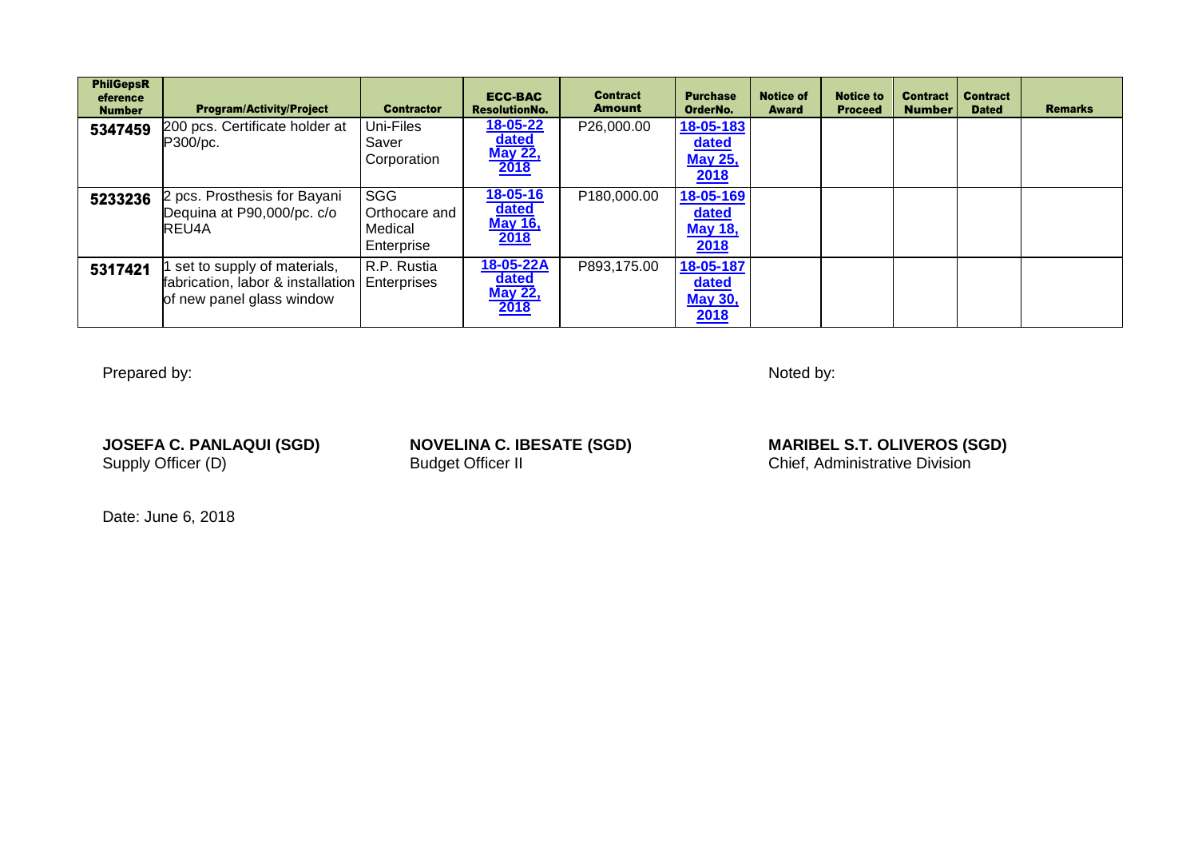| PhilGepsReference Number | Program/Activity/Project | Contractor | ECC-BAC ResolutionNo. | Contract Amount | Purchase OrderNo. | Notice of Award | Notice to Proceed | Contract Number | Contract Dated | Remarks |
|---|---|---|---|---|---|---|---|---|---|---|
| 5347459 | 200 pcs. Certificate holder at P300/pc. | Uni-Files Saver Corporation | 18-05-22 dated May 22, 2018 | P26,000.00 | 18-05-183 dated May 25, 2018 | | | | | |
| 5233236 | 2 pcs. Prosthesis for Bayani Dequina at P90,000/pc. c/o REU4A | SGG Orthocare and Medical Enterprise | 18-05-16 dated May 16, 2018 | P180,000.00 | 18-05-169 dated May 18, 2018 | | | | | |
| 5317421 | 1 set to supply of materials, fabrication, labor & installation of new panel glass window | R.P. Rustia Enterprises | 18-05-22A dated May 22, 2018 | P893,175.00 | 18-05-187 dated May 30, 2018 | | | | | |

Prepared by:

**JOSEFA C. PANLAQUI (SGD)**
Supply Officer (D)

**NOVELINA C. IBESATE (SGD)**
Budget Officer II

Noted by:

**MARIBEL S.T. OLIVEROS (SGD)**
Chief, Administrative Division

Date: June 6, 2018